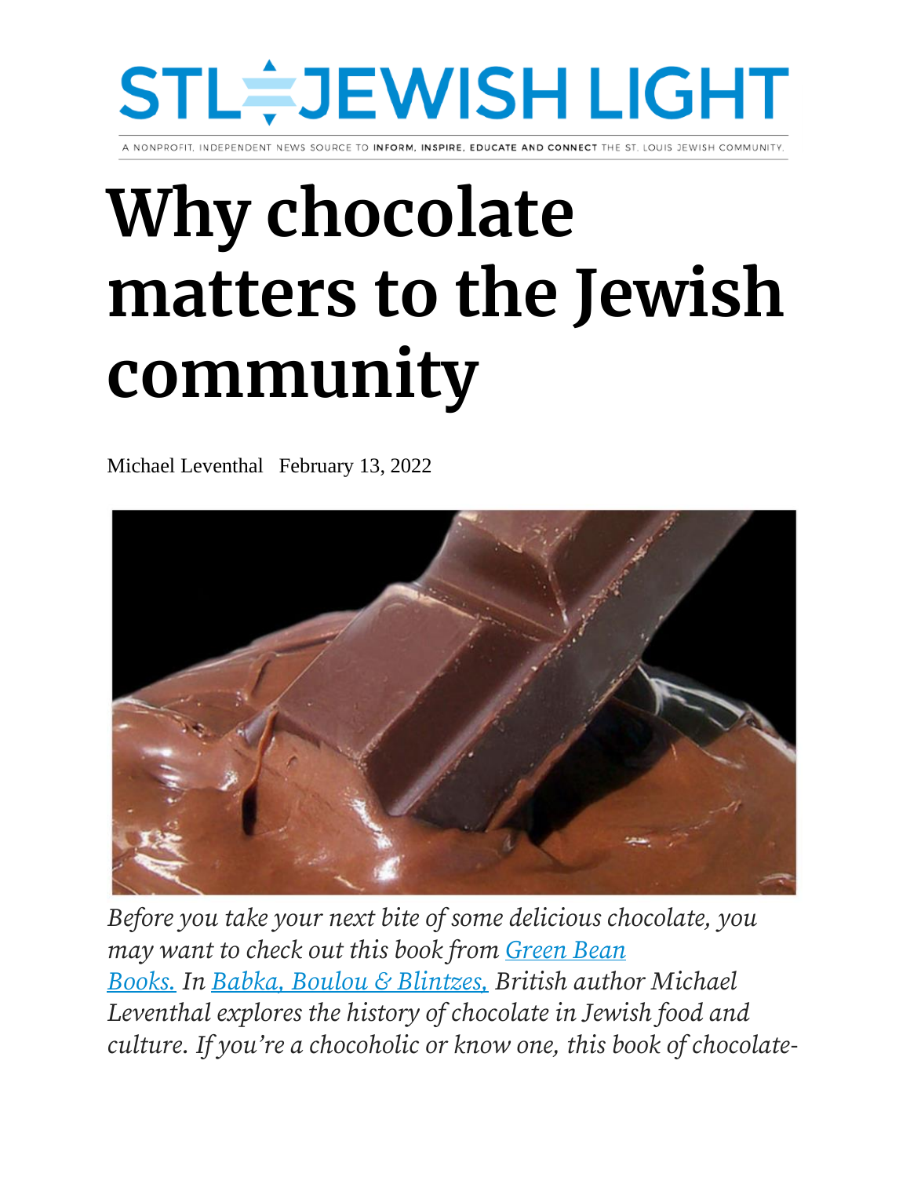STL JEWISH LIGHT

A NONPROFIT, INDEPENDENT NEWS SOURCE TO **INFORM, INSPIRE, EDUCATE AND CONNECT** THE ST. LOUIS JEWISH COMMUNITY.

# Why chocolate matters to the Jewish community

Michael Leventhal   February 13, 2022

*Before you take your next bite of some delicious chocolate, you may want to check out this book from [Green Bean Books.](#) In [Babka, Boulou & Blintzes,](#) British author Michael Leventhal explores the history of chocolate in Jewish food and culture. If you're a chocoholic or know one, this book of chocolate-*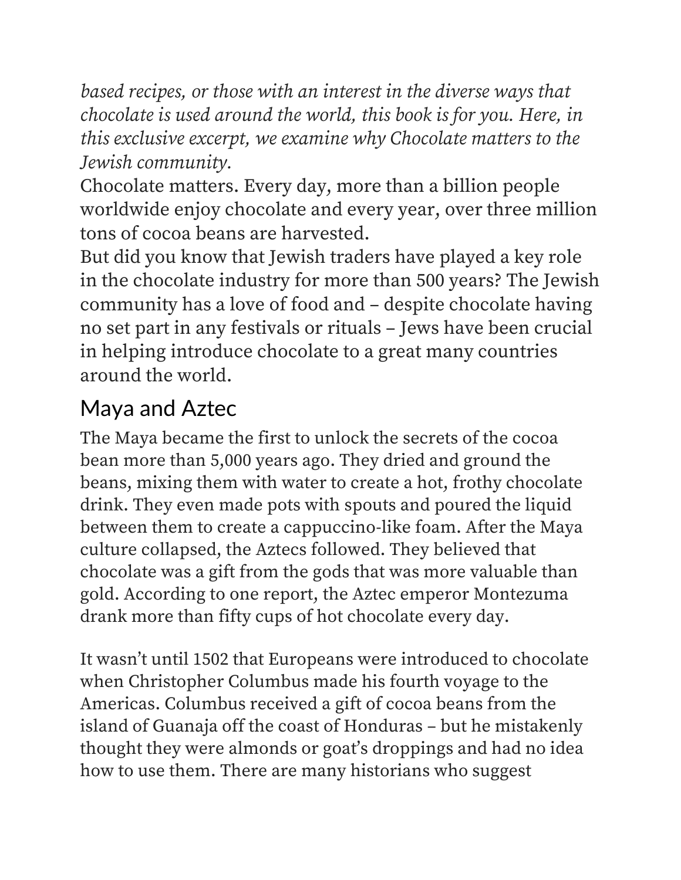*based recipes, or those with an interest in the diverse ways that chocolate is used around the world, this book is for you. Here, in this exclusive excerpt, we examine why Chocolate matters to the Jewish community.*

Chocolate matters. Every day, more than a billion people worldwide enjoy chocolate and every year, over three million tons of cocoa beans are harvested.

But did you know that Jewish traders have played a key role in the chocolate industry for more than 500 years? The Jewish community has a love of food and – despite chocolate having no set part in any festivals or rituals – Jews have been crucial in helping introduce chocolate to a great many countries around the world.

## Maya and Aztec

The Maya became the first to unlock the secrets of the cocoa bean more than 5,000 years ago. They dried and ground the beans, mixing them with water to create a hot, frothy chocolate drink. They even made pots with spouts and poured the liquid between them to create a cappuccino-like foam. After the Maya culture collapsed, the Aztecs followed. They believed that chocolate was a gift from the gods that was more valuable than gold. According to one report, the Aztec emperor Montezuma drank more than fifty cups of hot chocolate every day.

It wasn't until 1502 that Europeans were introduced to chocolate when Christopher Columbus made his fourth voyage to the Americas. Columbus received a gift of cocoa beans from the island of Guanaja off the coast of Honduras – but he mistakenly thought they were almonds or goat's droppings and had no idea how to use them. There are many historians who suggest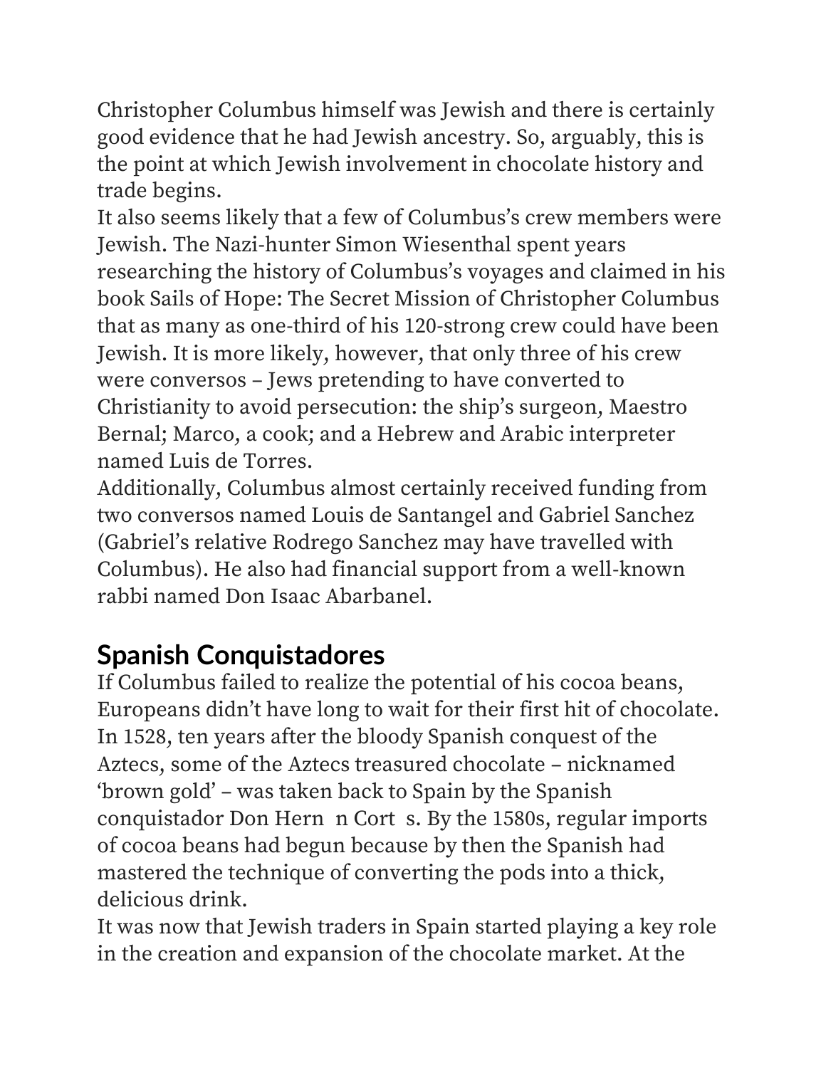Christopher Columbus himself was Jewish and there is certainly good evidence that he had Jewish ancestry. So, arguably, this is the point at which Jewish involvement in chocolate history and trade begins.

It also seems likely that a few of Columbus's crew members were Jewish. The Nazi-hunter Simon Wiesenthal spent years researching the history of Columbus's voyages and claimed in his book Sails of Hope: The Secret Mission of Christopher Columbus that as many as one-third of his 120-strong crew could have been Jewish. It is more likely, however, that only three of his crew were conversos – Jews pretending to have converted to Christianity to avoid persecution: the ship's surgeon, Maestro Bernal; Marco, a cook; and a Hebrew and Arabic interpreter named Luis de Torres.

Additionally, Columbus almost certainly received funding from two conversos named Louis de Santangel and Gabriel Sanchez (Gabriel's relative Rodrego Sanchez may have travelled with Columbus). He also had financial support from a well-known rabbi named Don Isaac Abarbanel.

## Spanish Conquistadores

If Columbus failed to realize the potential of his cocoa beans, Europeans didn't have long to wait for their first hit of chocolate. In 1528, ten years after the bloody Spanish conquest of the Aztecs, some of the Aztecs treasured chocolate – nicknamed 'brown gold' – was taken back to Spain by the Spanish conquistador Don Hern n Cort s. By the 1580s, regular imports of cocoa beans had begun because by then the Spanish had mastered the technique of converting the pods into a thick, delicious drink.

It was now that Jewish traders in Spain started playing a key role in the creation and expansion of the chocolate market. At the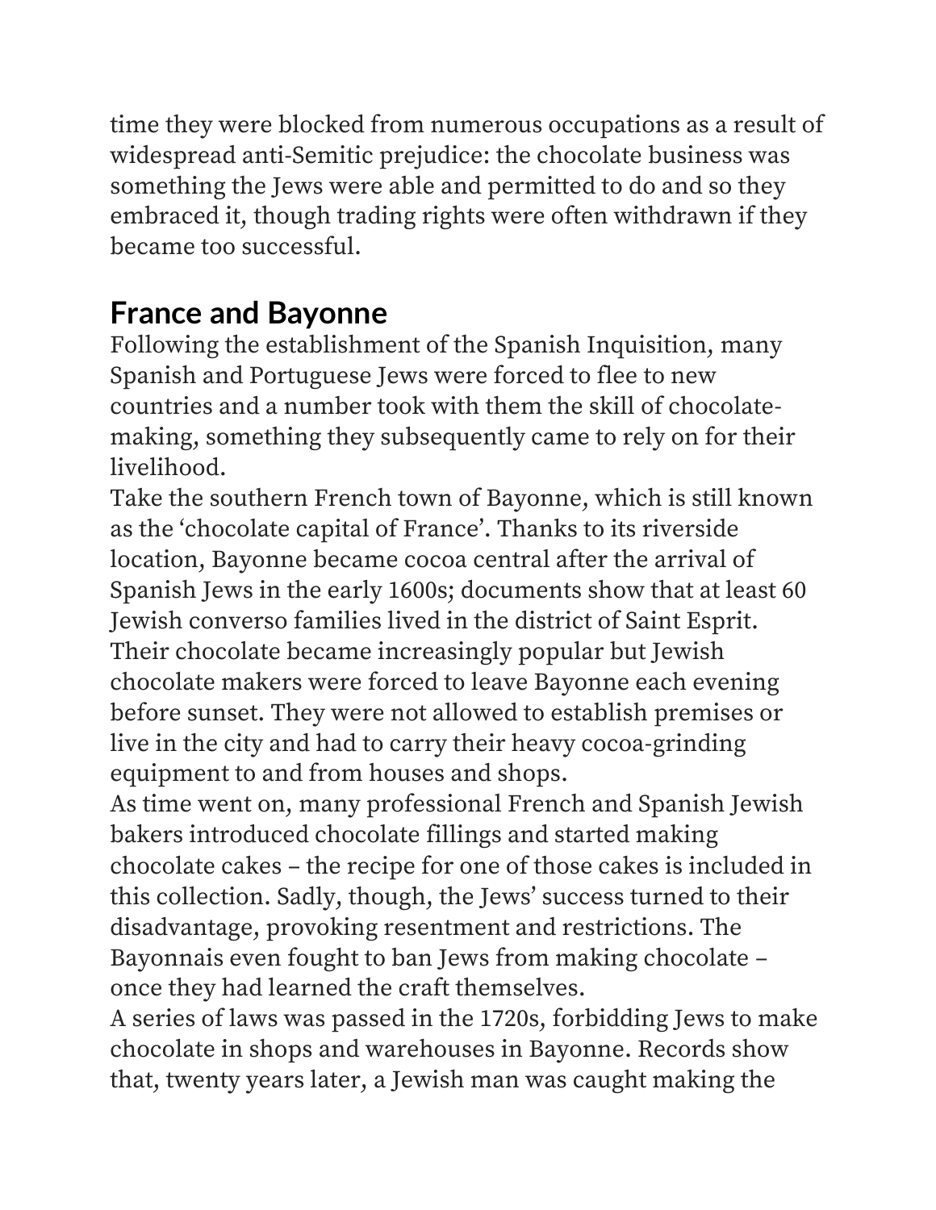time they were blocked from numerous occupations as a result of widespread anti-Semitic prejudice: the chocolate business was something the Jews were able and permitted to do and so they embraced it, though trading rights were often withdrawn if they became too successful.

## France and Bayonne

Following the establishment of the Spanish Inquisition, many Spanish and Portuguese Jews were forced to flee to new countries and a number took with them the skill of chocolate-making, something they subsequently came to rely on for their livelihood.

Take the southern French town of Bayonne, which is still known as the 'chocolate capital of France'. Thanks to its riverside location, Bayonne became cocoa central after the arrival of Spanish Jews in the early 1600s; documents show that at least 60 Jewish converso families lived in the district of Saint Esprit. Their chocolate became increasingly popular but Jewish chocolate makers were forced to leave Bayonne each evening before sunset. They were not allowed to establish premises or live in the city and had to carry their heavy cocoa-grinding equipment to and from houses and shops.

As time went on, many professional French and Spanish Jewish bakers introduced chocolate fillings and started making chocolate cakes – the recipe for one of those cakes is included in this collection. Sadly, though, the Jews' success turned to their disadvantage, provoking resentment and restrictions. The Bayonnais even fought to ban Jews from making chocolate – once they had learned the craft themselves.

A series of laws was passed in the 1720s, forbidding Jews to make chocolate in shops and warehouses in Bayonne. Records show that, twenty years later, a Jewish man was caught making the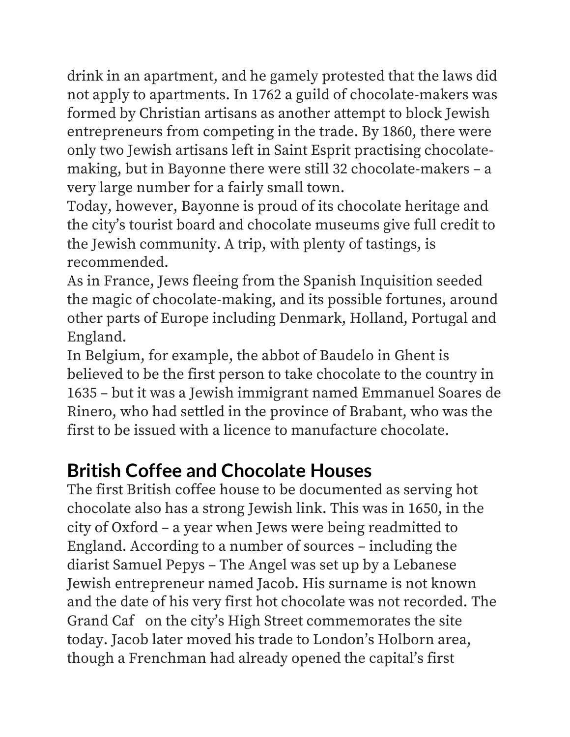drink in an apartment, and he gamely protested that the laws did not apply to apartments. In 1762 a guild of chocolate-makers was formed by Christian artisans as another attempt to block Jewish entrepreneurs from competing in the trade. By 1860, there were only two Jewish artisans left in Saint Esprit practising chocolate-making, but in Bayonne there were still 32 chocolate-makers – a very large number for a fairly small town.

Today, however, Bayonne is proud of its chocolate heritage and the city's tourist board and chocolate museums give full credit to the Jewish community. A trip, with plenty of tastings, is recommended.

As in France, Jews fleeing from the Spanish Inquisition seeded the magic of chocolate-making, and its possible fortunes, around other parts of Europe including Denmark, Holland, Portugal and England.

In Belgium, for example, the abbot of Baudelo in Ghent is believed to be the first person to take chocolate to the country in 1635 – but it was a Jewish immigrant named Emmanuel Soares de Rinero, who had settled in the province of Brabant, who was the first to be issued with a licence to manufacture chocolate.

## British Coffee and Chocolate Houses

The first British coffee house to be documented as serving hot chocolate also has a strong Jewish link. This was in 1650, in the city of Oxford – a year when Jews were being readmitted to England. According to a number of sources – including the diarist Samuel Pepys – The Angel was set up by a Lebanese Jewish entrepreneur named Jacob. His surname is not known and the date of his very first hot chocolate was not recorded. The Grand Caf  on the city's High Street commemorates the site today. Jacob later moved his trade to London's Holborn area, though a Frenchman had already opened the capital's first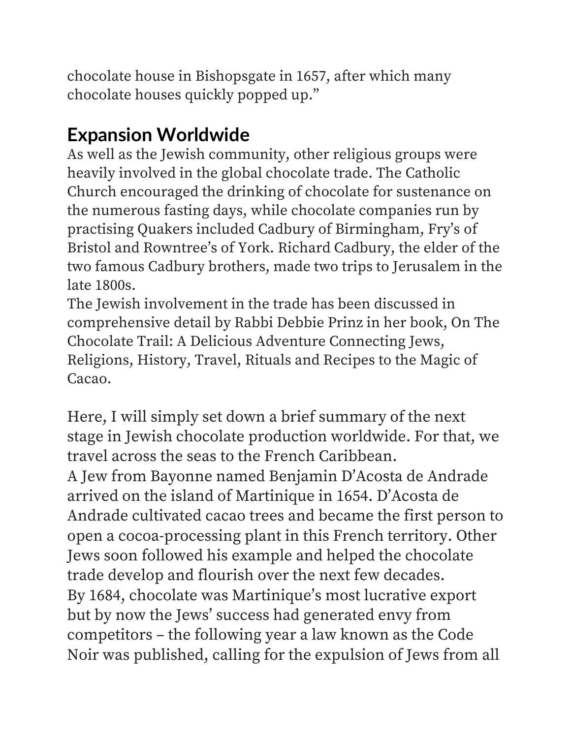chocolate house in Bishopsgate in 1657, after which many chocolate houses quickly popped up."

## Expansion Worldwide

As well as the Jewish community, other religious groups were heavily involved in the global chocolate trade. The Catholic Church encouraged the drinking of chocolate for sustenance on the numerous fasting days, while chocolate companies run by practising Quakers included Cadbury of Birmingham, Fry's of Bristol and Rowntree's of York. Richard Cadbury, the elder of the two famous Cadbury brothers, made two trips to Jerusalem in the late 1800s.

The Jewish involvement in the trade has been discussed in comprehensive detail by Rabbi Debbie Prinz in her book, On The Chocolate Trail: A Delicious Adventure Connecting Jews, Religions, History, Travel, Rituals and Recipes to the Magic of Cacao.

Here, I will simply set down a brief summary of the next stage in Jewish chocolate production worldwide. For that, we travel across the seas to the French Caribbean.

A Jew from Bayonne named Benjamin D'Acosta de Andrade arrived on the island of Martinique in 1654. D'Acosta de Andrade cultivated cacao trees and became the first person to open a cocoa-processing plant in this French territory. Other Jews soon followed his example and helped the chocolate trade develop and flourish over the next few decades.

By 1684, chocolate was Martinique's most lucrative export but by now the Jews' success had generated envy from competitors – the following year a law known as the Code Noir was published, calling for the expulsion of Jews from all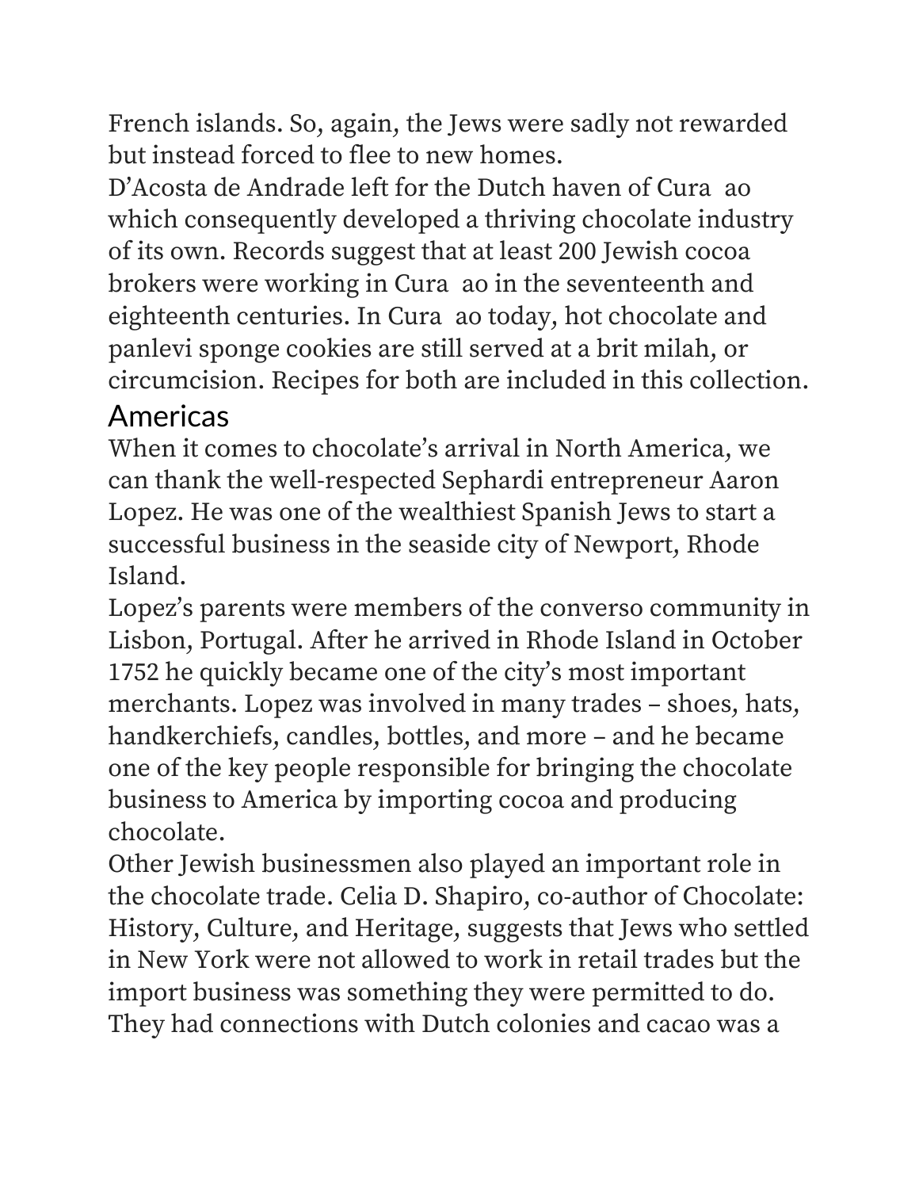French islands. So, again, the Jews were sadly not rewarded but instead forced to flee to new homes.

D’Acosta de Andrade left for the Dutch haven of Cura ao which consequently developed a thriving chocolate industry of its own. Records suggest that at least 200 Jewish cocoa brokers were working in Cura ao in the seventeenth and eighteenth centuries. In Cura ao today, hot chocolate and panlevi sponge cookies are still served at a brit milah, or circumcision. Recipes for both are included in this collection.

## Americas

When it comes to chocolate’s arrival in North America, we can thank the well-respected Sephardi entrepreneur Aaron Lopez. He was one of the wealthiest Spanish Jews to start a successful business in the seaside city of Newport, Rhode Island.

Lopez’s parents were members of the converso community in Lisbon, Portugal. After he arrived in Rhode Island in October 1752 he quickly became one of the city’s most important merchants. Lopez was involved in many trades – shoes, hats, handkerchiefs, candles, bottles, and more – and he became one of the key people responsible for bringing the chocolate business to America by importing cocoa and producing chocolate.

Other Jewish businessmen also played an important role in the chocolate trade. Celia D. Shapiro, co-author of Chocolate: History, Culture, and Heritage, suggests that Jews who settled in New York were not allowed to work in retail trades but the import business was something they were permitted to do. They had connections with Dutch colonies and cacao was a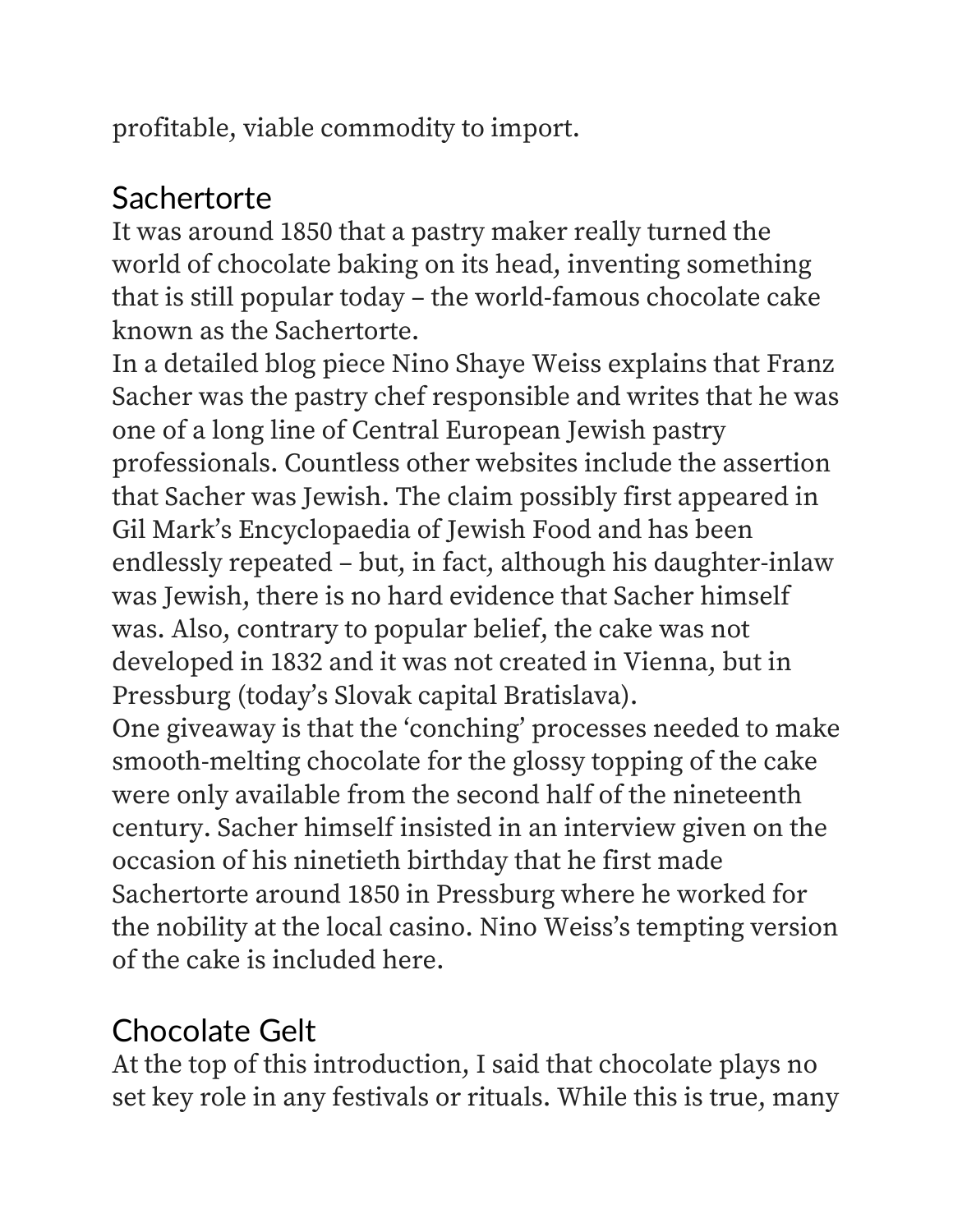profitable, viable commodity to import.

## Sachertorte

It was around 1850 that a pastry maker really turned the world of chocolate baking on its head, inventing something that is still popular today – the world-famous chocolate cake known as the Sachertorte.

In a detailed blog piece Nino Shaye Weiss explains that Franz Sacher was the pastry chef responsible and writes that he was one of a long line of Central European Jewish pastry professionals. Countless other websites include the assertion that Sacher was Jewish. The claim possibly first appeared in Gil Mark's Encyclopaedia of Jewish Food and has been endlessly repeated – but, in fact, although his daughter-inlaw was Jewish, there is no hard evidence that Sacher himself was. Also, contrary to popular belief, the cake was not developed in 1832 and it was not created in Vienna, but in Pressburg (today's Slovak capital Bratislava).

One giveaway is that the 'conching' processes needed to make smooth-melting chocolate for the glossy topping of the cake were only available from the second half of the nineteenth century. Sacher himself insisted in an interview given on the occasion of his ninetieth birthday that he first made Sachertorte around 1850 in Pressburg where he worked for the nobility at the local casino. Nino Weiss's tempting version of the cake is included here.

## Chocolate Gelt

At the top of this introduction, I said that chocolate plays no set key role in any festivals or rituals. While this is true, many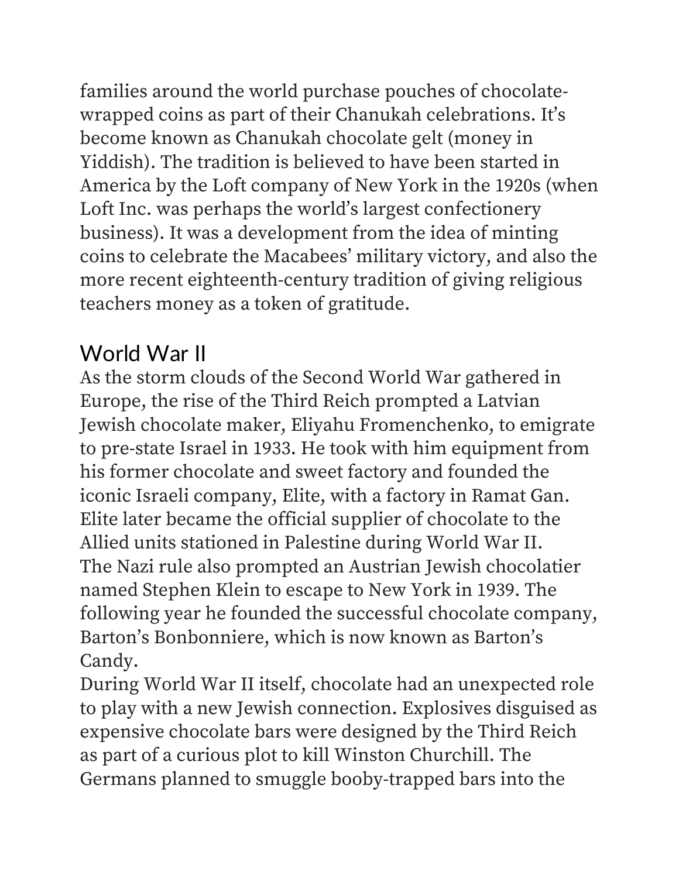families around the world purchase pouches of chocolate-wrapped coins as part of their Chanukah celebrations. It's become known as Chanukah chocolate gelt (money in Yiddish). The tradition is believed to have been started in America by the Loft company of New York in the 1920s (when Loft Inc. was perhaps the world's largest confectionery business). It was a development from the idea of minting coins to celebrate the Macabees' military victory, and also the more recent eighteenth-century tradition of giving religious teachers money as a token of gratitude.

## World War II

As the storm clouds of the Second World War gathered in Europe, the rise of the Third Reich prompted a Latvian Jewish chocolate maker, Eliyahu Fromenchenko, to emigrate to pre-state Israel in 1933. He took with him equipment from his former chocolate and sweet factory and founded the iconic Israeli company, Elite, with a factory in Ramat Gan. Elite later became the official supplier of chocolate to the Allied units stationed in Palestine during World War II.

The Nazi rule also prompted an Austrian Jewish chocolatier named Stephen Klein to escape to New York in 1939. The following year he founded the successful chocolate company, Barton's Bonbonniere, which is now known as Barton's Candy.

During World War II itself, chocolate had an unexpected role to play with a new Jewish connection. Explosives disguised as expensive chocolate bars were designed by the Third Reich as part of a curious plot to kill Winston Churchill. The Germans planned to smuggle booby-trapped bars into the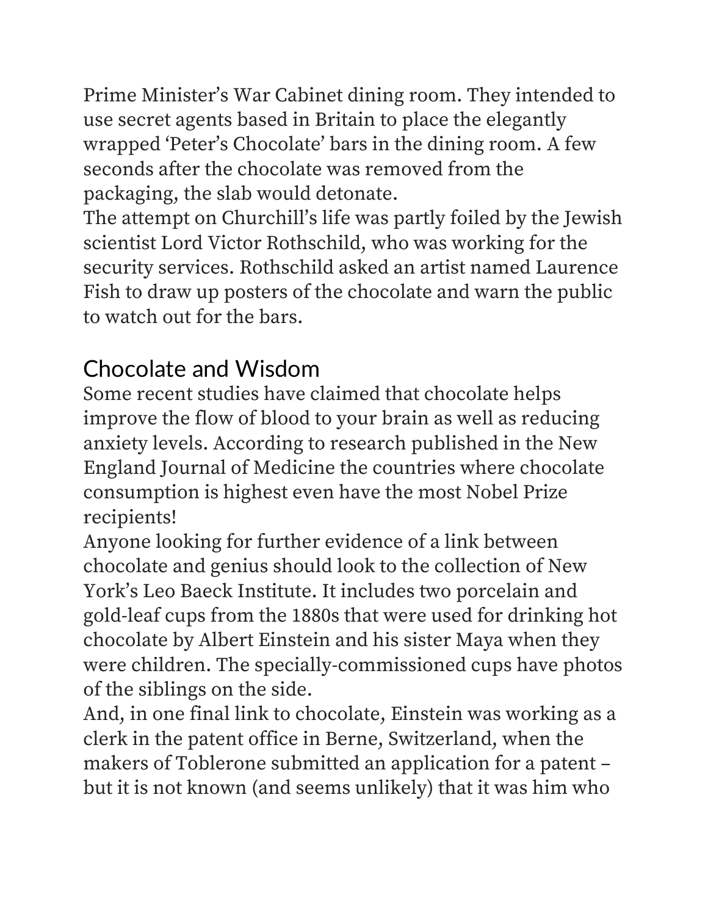Prime Minister’s War Cabinet dining room. They intended to use secret agents based in Britain to place the elegantly wrapped ‘Peter’s Chocolate’ bars in the dining room. A few seconds after the chocolate was removed from the packaging, the slab would detonate.

The attempt on Churchill’s life was partly foiled by the Jewish scientist Lord Victor Rothschild, who was working for the security services. Rothschild asked an artist named Laurence Fish to draw up posters of the chocolate and warn the public to watch out for the bars.

## Chocolate and Wisdom

Some recent studies have claimed that chocolate helps improve the flow of blood to your brain as well as reducing anxiety levels. According to research published in the New England Journal of Medicine the countries where chocolate consumption is highest even have the most Nobel Prize recipients!

Anyone looking for further evidence of a link between chocolate and genius should look to the collection of New York’s Leo Baeck Institute. It includes two porcelain and gold-leaf cups from the 1880s that were used for drinking hot chocolate by Albert Einstein and his sister Maya when they were children. The specially-commissioned cups have photos of the siblings on the side.

And, in one final link to chocolate, Einstein was working as a clerk in the patent office in Berne, Switzerland, when the makers of Toblerone submitted an application for a patent – but it is not known (and seems unlikely) that it was him who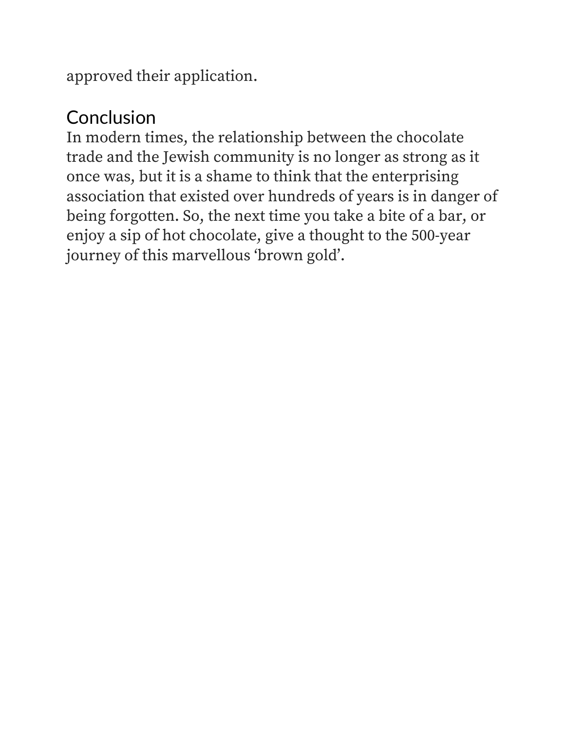approved their application.

## Conclusion

In modern times, the relationship between the chocolate trade and the Jewish community is no longer as strong as it once was, but it is a shame to think that the enterprising association that existed over hundreds of years is in danger of being forgotten. So, the next time you take a bite of a bar, or enjoy a sip of hot chocolate, give a thought to the 500-year journey of this marvellous 'brown gold'.